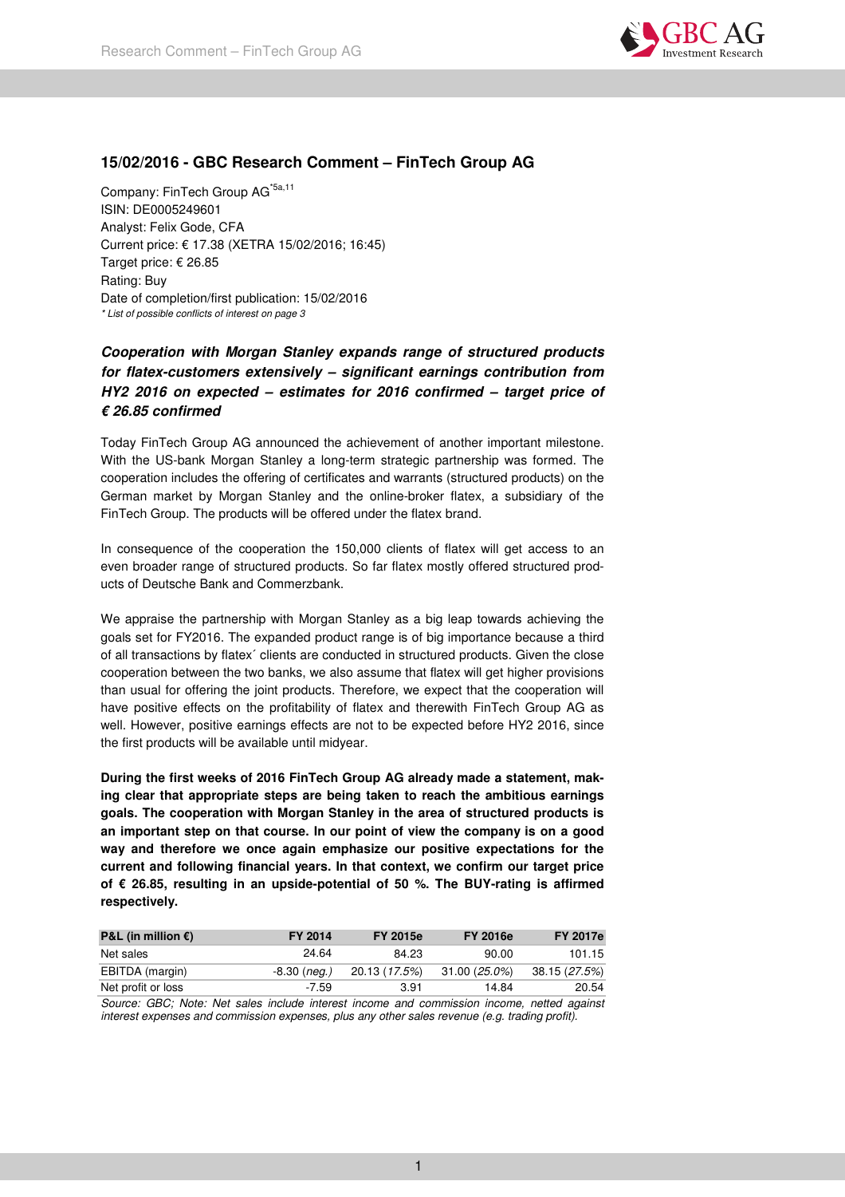## 15/02/2016 - GBC Research Comment – FinTech Group AG

Company: FinTech Group AG[*5a,11]
ISIN: DE0005249601
Analyst: Felix Gode, CFA
Current price: € 17.38 (XETRA 15/02/2016; 16:45)
Target price: € 26.85
Rating: Buy
Date of completion/first publication: 15/02/2016
*\* List of possible conflicts of interest on page 3*

***Cooperation with Morgan Stanley expands range of structured products for flatex-customers extensively – significant earnings contribution from HY2 2016 on expected – estimates for 2016 confirmed – target price of € 26.85 confirmed***

Today FinTech Group AG announced the achievement of another important milestone. With the US-bank Morgan Stanley a long-term strategic partnership was formed. The cooperation includes the offering of certificates and warrants (structured products) on the German market by Morgan Stanley and the online-broker flatex, a subsidiary of the FinTech Group. The products will be offered under the flatex brand.

In consequence of the cooperation the 150,000 clients of flatex will get access to an even broader range of structured products. So far flatex mostly offered structured products of Deutsche Bank and Commerzbank.

We appraise the partnership with Morgan Stanley as a big leap towards achieving the goals set for FY2016. The expanded product range is of big importance because a third of all transactions by flatex´ clients are conducted in structured products. Given the close cooperation between the two banks, we also assume that flatex will get higher provisions than usual for offering the joint products. Therefore, we expect that the cooperation will have positive effects on the profitability of flatex and therewith FinTech Group AG as well. However, positive earnings effects are not to be expected before HY2 2016, since the first products will be available until midyear.

**During the first weeks of 2016 FinTech Group AG already made a statement, making clear that appropriate steps are being taken to reach the ambitious earnings goals. The cooperation with Morgan Stanley in the area of structured products is an important step on that course. In our point of view the company is on a good way and therefore we once again emphasize our positive expectations for the current and following financial years. In that context, we confirm our target price of € 26.85, resulting in an upside-potential of 50 %. The BUY-rating is affirmed respectively.**

| P&L (in million €) | FY 2014 | FY 2015e | FY 2016e | FY 2017e |
|---|---|---|---|---|
| Net sales | 24.64 | 84.23 | 90.00 | 101.15 |
| EBITDA (margin) | -8.30 (*neg.*) | 20.13 (*17.5%*) | 31.00 (*25.0%*) | 38.15 (*27.5%*) |
| Net profit or loss | -7.59 | 3.91 | 14.84 | 20.54 |

*Source: GBC; Note: Net sales include interest income and commission income, netted against interest expenses and commission expenses, plus any other sales revenue (e.g. trading profit).*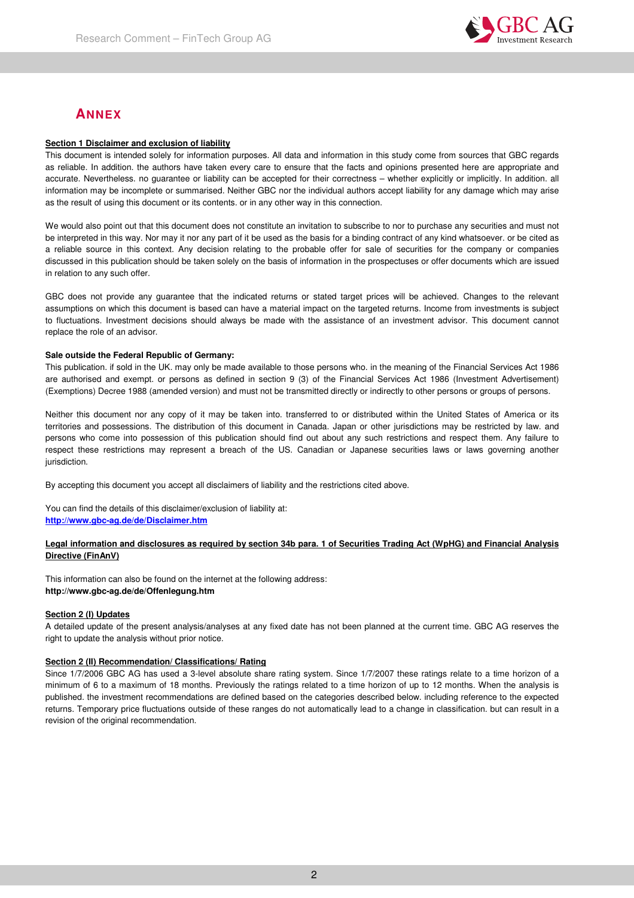## ANNEX

**Section 1 Disclaimer and exclusion of liability**

This document is intended solely for information purposes. All data and information in this study come from sources that GBC regards as reliable. In addition. the authors have taken every care to ensure that the facts and opinions presented here are appropriate and accurate. Nevertheless. no guarantee or liability can be accepted for their correctness – whether explicitly or implicitly. In addition. all information may be incomplete or summarised. Neither GBC nor the individual authors accept liability for any damage which may arise as the result of using this document or its contents. or in any other way in this connection.

We would also point out that this document does not constitute an invitation to subscribe to nor to purchase any securities and must not be interpreted in this way. Nor may it nor any part of it be used as the basis for a binding contract of any kind whatsoever. or be cited as a reliable source in this context. Any decision relating to the probable offer for sale of securities for the company or companies discussed in this publication should be taken solely on the basis of information in the prospectuses or offer documents which are issued in relation to any such offer.

GBC does not provide any guarantee that the indicated returns or stated target prices will be achieved. Changes to the relevant assumptions on which this document is based can have a material impact on the targeted returns. Income from investments is subject to fluctuations. Investment decisions should always be made with the assistance of an investment advisor. This document cannot replace the role of an advisor.

**Sale outside the Federal Republic of Germany:**

This publication. if sold in the UK. may only be made available to those persons who. in the meaning of the Financial Services Act 1986 are authorised and exempt. or persons as defined in section 9 (3) of the Financial Services Act 1986 (Investment Advertisement) (Exemptions) Decree 1988 (amended version) and must not be transmitted directly or indirectly to other persons or groups of persons.

Neither this document nor any copy of it may be taken into. transferred to or distributed within the United States of America or its territories and possessions. The distribution of this document in Canada. Japan or other jurisdictions may be restricted by law. and persons who come into possession of this publication should find out about any such restrictions and respect them. Any failure to respect these restrictions may represent a breach of the US. Canadian or Japanese securities laws or laws governing another jurisdiction.

By accepting this document you accept all disclaimers of liability and the restrictions cited above.

You can find the details of this disclaimer/exclusion of liability at:
http://www.gbc-ag.de/de/Disclaimer.htm

**Legal information and disclosures as required by section 34b para. 1 of Securities Trading Act (WpHG) and Financial Analysis Directive (FinAnV)**

This information can also be found on the internet at the following address:
**http://www.gbc-ag.de/de/Offenlegung.htm**

**Section 2 (I) Updates**

A detailed update of the present analysis/analyses at any fixed date has not been planned at the current time. GBC AG reserves the right to update the analysis without prior notice.

**Section 2 (II) Recommendation/ Classifications/ Rating**

Since 1/7/2006 GBC AG has used a 3-level absolute share rating system. Since 1/7/2007 these ratings relate to a time horizon of a minimum of 6 to a maximum of 18 months. Previously the ratings related to a time horizon of up to 12 months. When the analysis is published. the investment recommendations are defined based on the categories described below. including reference to the expected returns. Temporary price fluctuations outside of these ranges do not automatically lead to a change in classification. but can result in a revision of the original recommendation.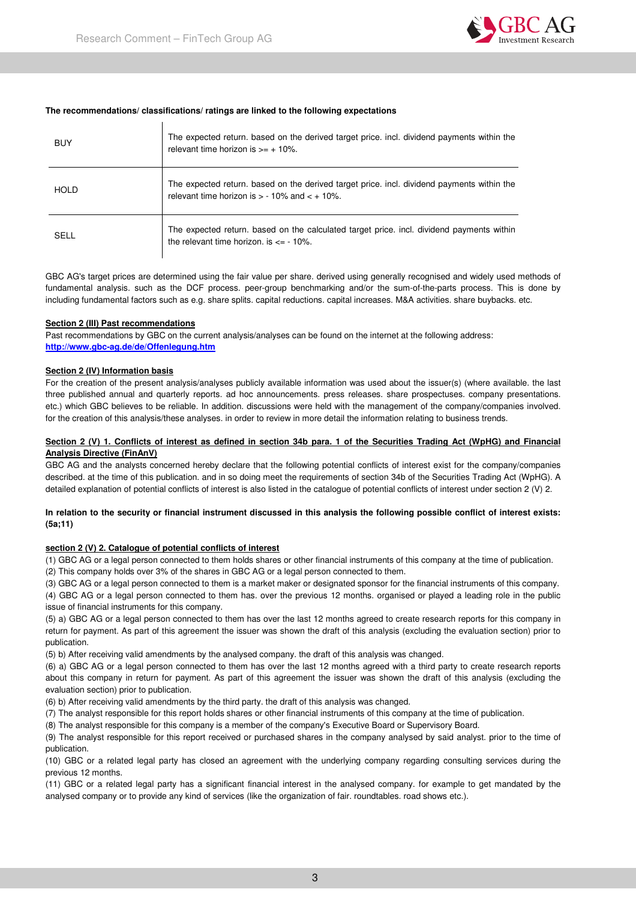**The recommendations/ classifications/ ratings are linked to the following expectations**

| | |
|---|---|
| BUY | The expected return. based on the derived target price. incl. dividend payments within the relevant time horizon is >= + 10%. |
| HOLD | The expected return. based on the derived target price. incl. dividend payments within the relevant time horizon is > - 10% and < + 10%. |
| SELL | The expected return. based on the calculated target price. incl. dividend payments within the relevant time horizon. is <= - 10%. |

GBC AG's target prices are determined using the fair value per share. derived using generally recognised and widely used methods of fundamental analysis. such as the DCF process. peer-group benchmarking and/or the sum-of-the-parts process. This is done by including fundamental factors such as e.g. share splits. capital reductions. capital increases. M&A activities. share buybacks. etc.

**Section 2 (III) Past recommendations**

Past recommendations by GBC on the current analysis/analyses can be found on the internet at the following address:
**http://www.gbc-ag.de/de/Offenlegung.htm**

**Section 2 (IV) Information basis**

For the creation of the present analysis/analyses publicly available information was used about the issuer(s) (where available. the last three published annual and quarterly reports. ad hoc announcements. press releases. share prospectuses. company presentations. etc.) which GBC believes to be reliable. In addition. discussions were held with the management of the company/companies involved. for the creation of this analysis/these analyses. in order to review in more detail the information relating to business trends.

**Section 2 (V) 1. Conflicts of interest as defined in section 34b para. 1 of the Securities Trading Act (WpHG) and Financial Analysis Directive (FinAnV)**

GBC AG and the analysts concerned hereby declare that the following potential conflicts of interest exist for the company/companies described. at the time of this publication. and in so doing meet the requirements of section 34b of the Securities Trading Act (WpHG). A detailed explanation of potential conflicts of interest is also listed in the catalogue of potential conflicts of interest under section 2 (V) 2.

**In relation to the security or financial instrument discussed in this analysis the following possible conflict of interest exists: (5a;11)**

**section 2 (V) 2. Catalogue of potential conflicts of interest**

(1) GBC AG or a legal person connected to them holds shares or other financial instruments of this company at the time of publication.
(2) This company holds over 3% of the shares in GBC AG or a legal person connected to them.
(3) GBC AG or a legal person connected to them is a market maker or designated sponsor for the financial instruments of this company.
(4) GBC AG or a legal person connected to them has. over the previous 12 months. organised or played a leading role in the public issue of financial instruments for this company.
(5) a) GBC AG or a legal person connected to them has over the last 12 months agreed to create research reports for this company in return for payment. As part of this agreement the issuer was shown the draft of this analysis (excluding the evaluation section) prior to publication.
(5) b) After receiving valid amendments by the analysed company. the draft of this analysis was changed.
(6) a) GBC AG or a legal person connected to them has over the last 12 months agreed with a third party to create research reports about this company in return for payment. As part of this agreement the issuer was shown the draft of this analysis (excluding the evaluation section) prior to publication.
(6) b) After receiving valid amendments by the third party. the draft of this analysis was changed.
(7) The analyst responsible for this report holds shares or other financial instruments of this company at the time of publication.
(8) The analyst responsible for this company is a member of the company's Executive Board or Supervisory Board.
(9) The analyst responsible for this report received or purchased shares in the company analysed by said analyst. prior to the time of publication.
(10) GBC or a related legal party has closed an agreement with the underlying company regarding consulting services during the previous 12 months.
(11) GBC or a related legal party has a significant financial interest in the analysed company. for example to get mandated by the analysed company or to provide any kind of services (like the organization of fair. roundtables. road shows etc.).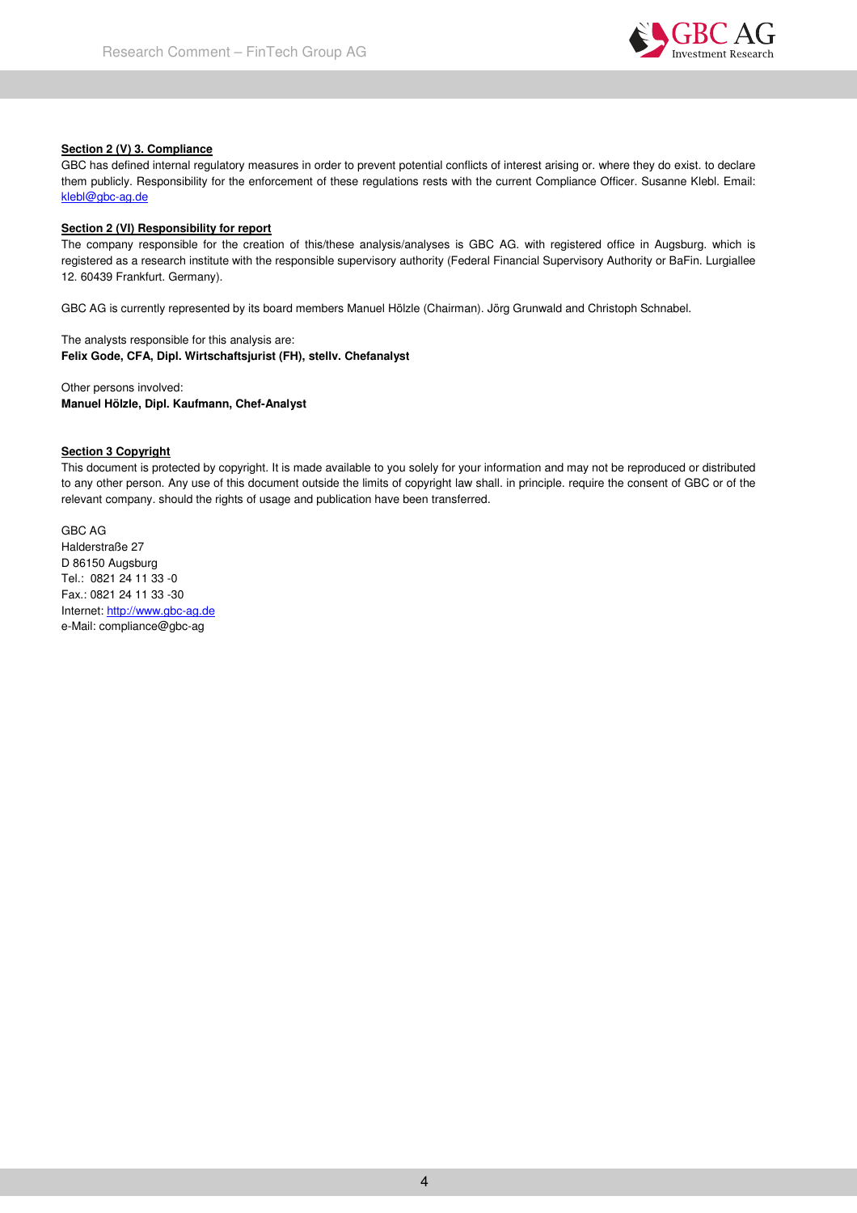**Section 2 (V) 3. Compliance**

GBC has defined internal regulatory measures in order to prevent potential conflicts of interest arising or. where they do exist. to declare them publicly. Responsibility for the enforcement of these regulations rests with the current Compliance Officer. Susanne Klebl. Email: klebl@gbc-ag.de

**Section 2 (VI) Responsibility for report**

The company responsible for the creation of this/these analysis/analyses is GBC AG. with registered office in Augsburg. which is registered as a research institute with the responsible supervisory authority (Federal Financial Supervisory Authority or BaFin. Lurgiallee 12. 60439 Frankfurt. Germany).

GBC AG is currently represented by its board members Manuel Hölzle (Chairman). Jörg Grunwald and Christoph Schnabel.

The analysts responsible for this analysis are:
**Felix Gode, CFA, Dipl. Wirtschaftsjurist (FH), stellv. Chefanalyst**

Other persons involved:
**Manuel Hölzle, Dipl. Kaufmann, Chef-Analyst**

**Section 3 Copyright**

This document is protected by copyright. It is made available to you solely for your information and may not be reproduced or distributed to any other person. Any use of this document outside the limits of copyright law shall. in principle. require the consent of GBC or of the relevant company. should the rights of usage and publication have been transferred.

GBC AG
Halderstraße 27
D 86150 Augsburg
Tel.: 0821 24 11 33 -0
Fax.: 0821 24 11 33 -30
Internet: http://www.gbc-ag.de
e-Mail: compliance@gbc-ag